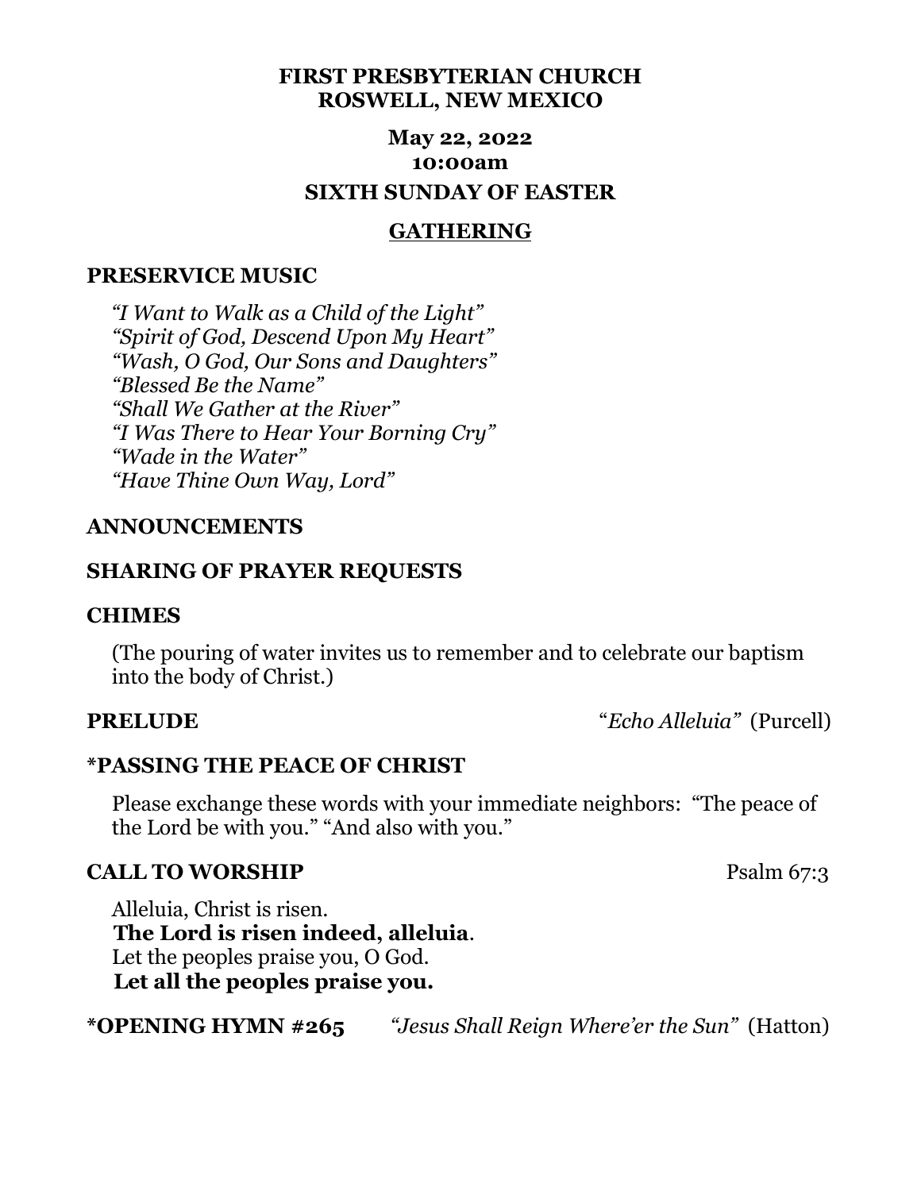**FIRST PRESBYTERIAN CHURCH**
**ROSWELL, NEW MEXICO**

**May 22, 2022**
**10:00am**
**SIXTH SUNDAY OF EASTER**

## GATHERING

### PRESERVICE MUSIC

*"I Want to Walk as a Child of the Light"*
*"Spirit of God, Descend Upon My Heart"*
*"Wash, O God, Our Sons and Daughters"*
*"Blessed Be the Name"*
*"Shall We Gather at the River"*
*"I Was There to Hear Your Borning Cry"*
*"Wade in the Water"*
*"Have Thine Own Way, Lord"*

### ANNOUNCEMENTS

### SHARING OF PRAYER REQUESTS

### CHIMES

(The pouring of water invites us to remember and to celebrate our baptism into the body of Christ.)

**PRELUDE** "*Echo Alleluia*" (Purcell)

### *PASSING THE PEACE OF CHRIST

Please exchange these words with your immediate neighbors: "The peace of the Lord be with you." "And also with you."

**CALL TO WORSHIP** Psalm 67:3

Alleluia, Christ is risen.
**The Lord is risen indeed, alleluia**.
Let the peoples praise you, O God.
**Let all the peoples praise you.**

**\*OPENING HYMN #265** *"Jesus Shall Reign Where'er the Sun"* (Hatton)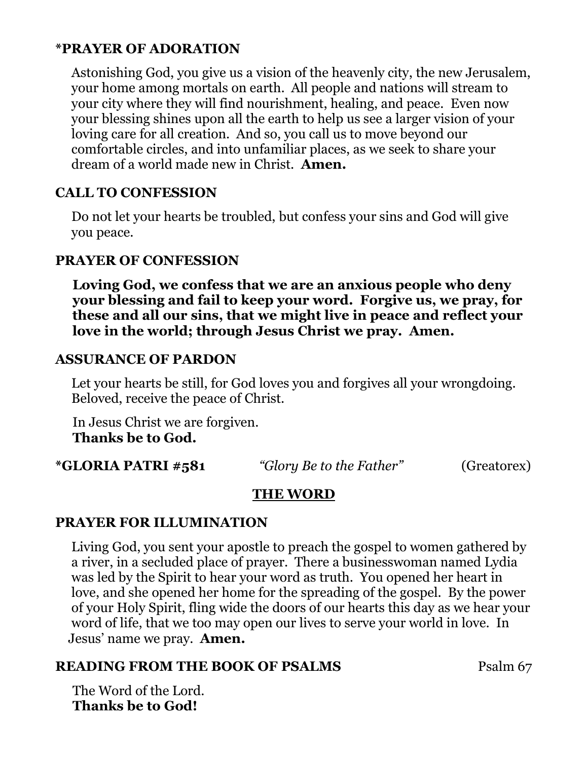**\*PRAYER OF ADORATION**

Astonishing God, you give us a vision of the heavenly city, the new Jerusalem, your home among mortals on earth. All people and nations will stream to your city where they will find nourishment, healing, and peace. Even now your blessing shines upon all the earth to help us see a larger vision of your loving care for all creation. And so, you call us to move beyond our comfortable circles, and into unfamiliar places, as we seek to share your dream of a world made new in Christ. **Amen.**

**CALL TO CONFESSION**

Do not let your hearts be troubled, but confess your sins and God will give you peace.

**PRAYER OF CONFESSION**

**Loving God, we confess that we are an anxious people who deny your blessing and fail to keep your word. Forgive us, we pray, for these and all our sins, that we might live in peace and reflect your love in the world; through Jesus Christ we pray. Amen.**

**ASSURANCE OF PARDON**

Let your hearts be still, for God loves you and forgives all your wrongdoing. Beloved, receive the peace of Christ.

In Jesus Christ we are forgiven.
**Thanks be to God.**

**\*GLORIA PATRI #581** *"Glory Be to the Father"* (Greatorex)

## THE WORD

**PRAYER FOR ILLUMINATION**

Living God, you sent your apostle to preach the gospel to women gathered by a river, in a secluded place of prayer. There a businesswoman named Lydia was led by the Spirit to hear your word as truth. You opened her heart in love, and she opened her home for the spreading of the gospel. By the power of your Holy Spirit, fling wide the doors of our hearts this day as we hear your word of life, that we too may open our lives to serve your world in love. In Jesus' name we pray. **Amen.**

**READING FROM THE BOOK OF PSALMS** Psalm 67

The Word of the Lord.
**Thanks be to God!**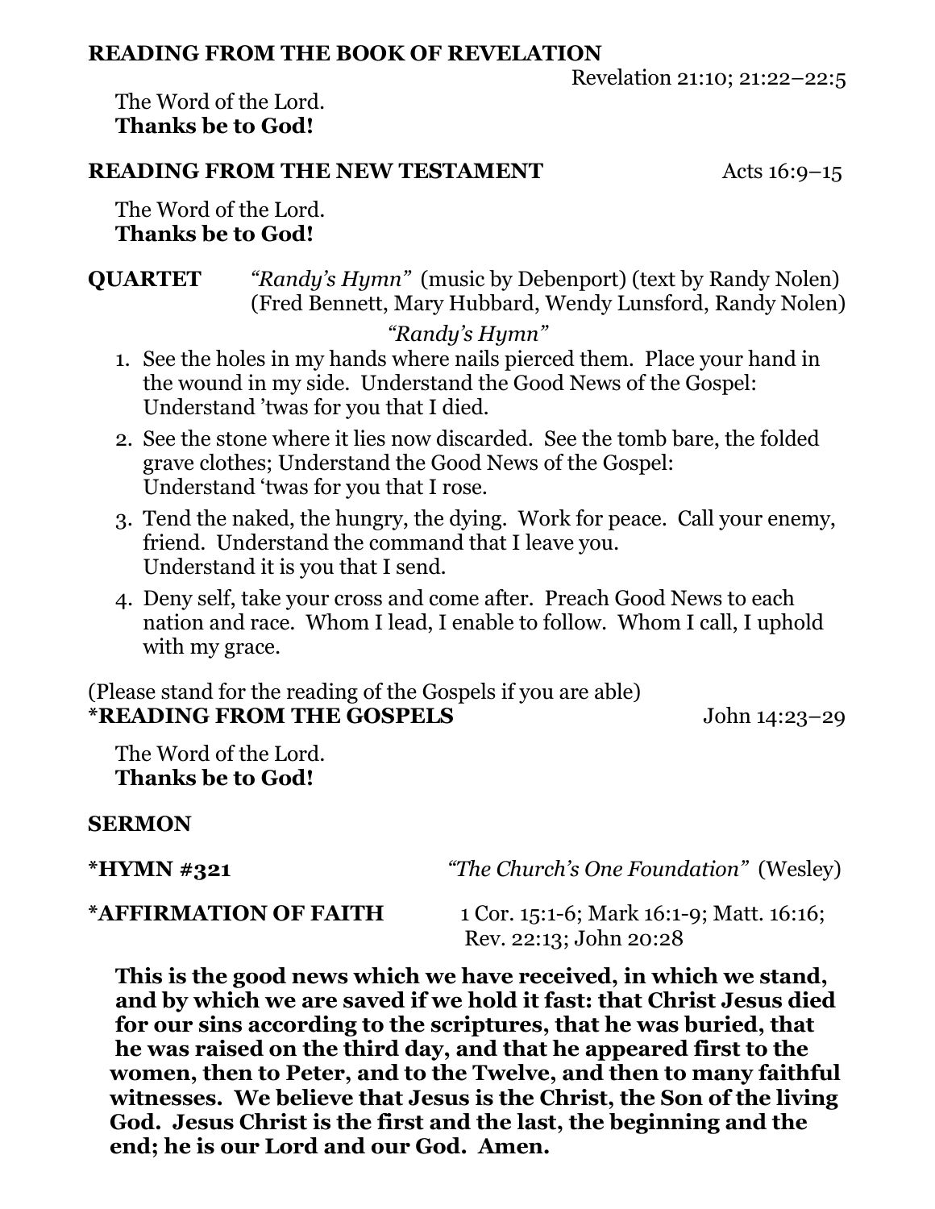**READING FROM THE BOOK OF REVELATION**

Revelation 21:10; 21:22–22:5

The Word of the Lord.
**Thanks be to God!**

**READING FROM THE NEW TESTAMENT** Acts 16:9–15

The Word of the Lord.
**Thanks be to God!**

**QUARTET** *"Randy's Hymn"* (music by Debenport) (text by Randy Nolen) (Fred Bennett, Mary Hubbard, Wendy Lunsford, Randy Nolen)

*"Randy's Hymn"*

1. See the holes in my hands where nails pierced them. Place your hand in the wound in my side. Understand the Good News of the Gospel: Understand 'twas for you that I died.
2. See the stone where it lies now discarded. See the tomb bare, the folded grave clothes; Understand the Good News of the Gospel: Understand 'twas for you that I rose.
3. Tend the naked, the hungry, the dying. Work for peace. Call your enemy, friend. Understand the command that I leave you. Understand it is you that I send.
4. Deny self, take your cross and come after. Preach Good News to each nation and race. Whom I lead, I enable to follow. Whom I call, I uphold with my grace.

(Please stand for the reading of the Gospels if you are able)
**\*READING FROM THE GOSPELS** John 14:23–29

The Word of the Lord.
**Thanks be to God!**

**SERMON**

**\*HYMN #321** *"The Church's One Foundation"* (Wesley)

**\*AFFIRMATION OF FAITH** 1 Cor. 15:1-6; Mark 16:1-9; Matt. 16:16; Rev. 22:13; John 20:28

**This is the good news which we have received, in which we stand, and by which we are saved if we hold it fast: that Christ Jesus died for our sins according to the scriptures, that he was buried, that he was raised on the third day, and that he appeared first to the women, then to Peter, and to the Twelve, and then to many faithful witnesses. We believe that Jesus is the Christ, the Son of the living God. Jesus Christ is the first and the last, the beginning and the end; he is our Lord and our God. Amen.**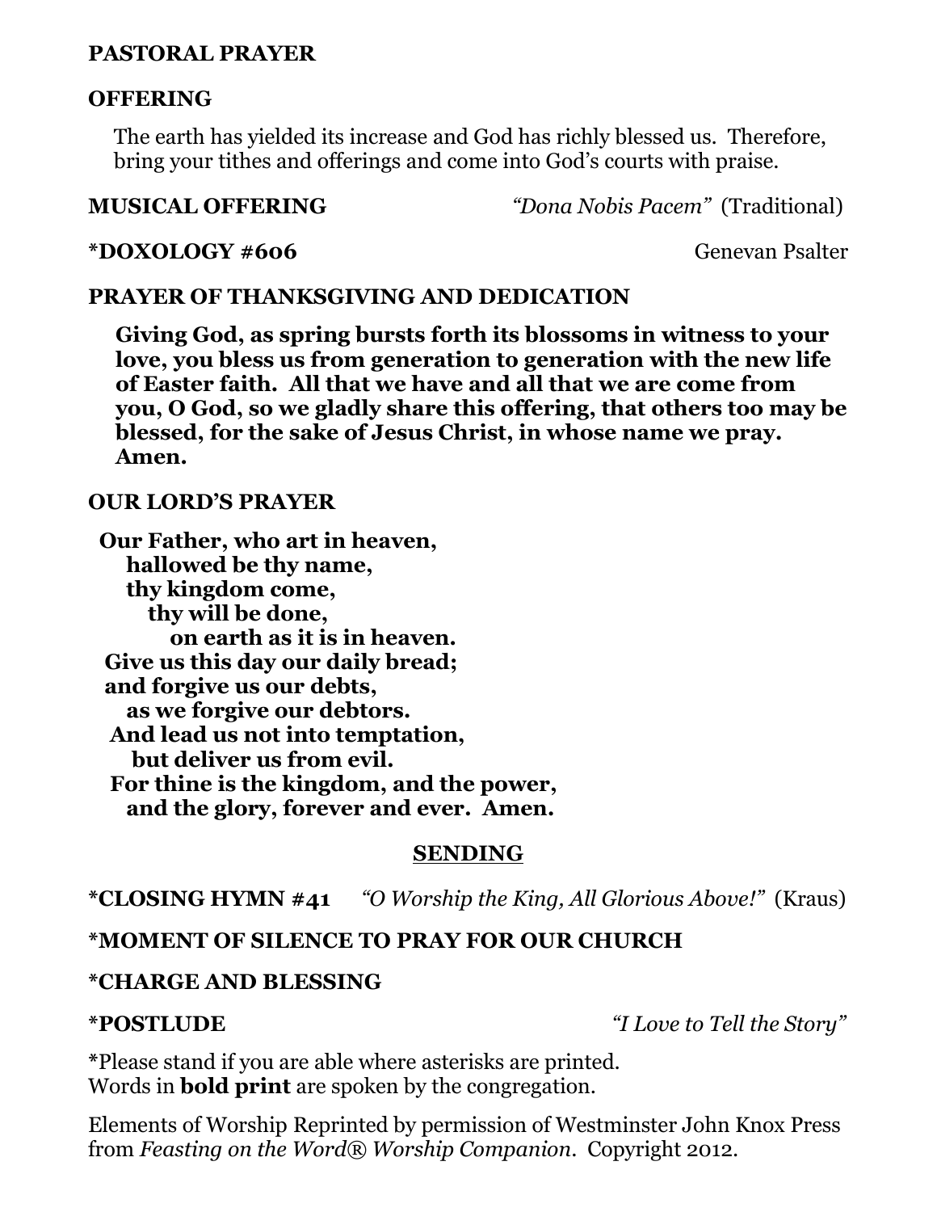**PASTORAL PRAYER**

**OFFERING**

The earth has yielded its increase and God has richly blessed us. Therefore, bring your tithes and offerings and come into God's courts with praise.

**MUSICAL OFFERING** *"Dona Nobis Pacem"* (Traditional)

***DOXOLOGY #606** Genevan Psalter

**PRAYER OF THANKSGIVING AND DEDICATION**

**Giving God, as spring bursts forth its blossoms in witness to your love, you bless us from generation to generation with the new life of Easter faith. All that we have and all that we are come from you, O God, so we gladly share this offering, that others too may be blessed, for the sake of Jesus Christ, in whose name we pray. Amen.**

**OUR LORD'S PRAYER**

**Our Father, who art in heaven,**
**hallowed be thy name,**
**thy kingdom come,**
**thy will be done,**
**on earth as it is in heaven.**
**Give us this day our daily bread;**
**and forgive us our debts,**
**as we forgive our debtors.**
**And lead us not into temptation,**
**but deliver us from evil.**
**For thine is the kingdom, and the power,**
**and the glory, forever and ever. Amen.**

## SENDING

***CLOSING HYMN #41** *"O Worship the King, All Glorious Above!"* (Kraus)

***MOMENT OF SILENCE TO PRAY FOR OUR CHURCH**

***CHARGE AND BLESSING**

***POSTLUDE** *"I Love to Tell the Story"*

*Please stand if you are able where asterisks are printed.
Words in **bold print** are spoken by the congregation.

Elements of Worship Reprinted by permission of Westminster John Knox Press from *Feasting on the Word® Worship Companion*. Copyright 2012.